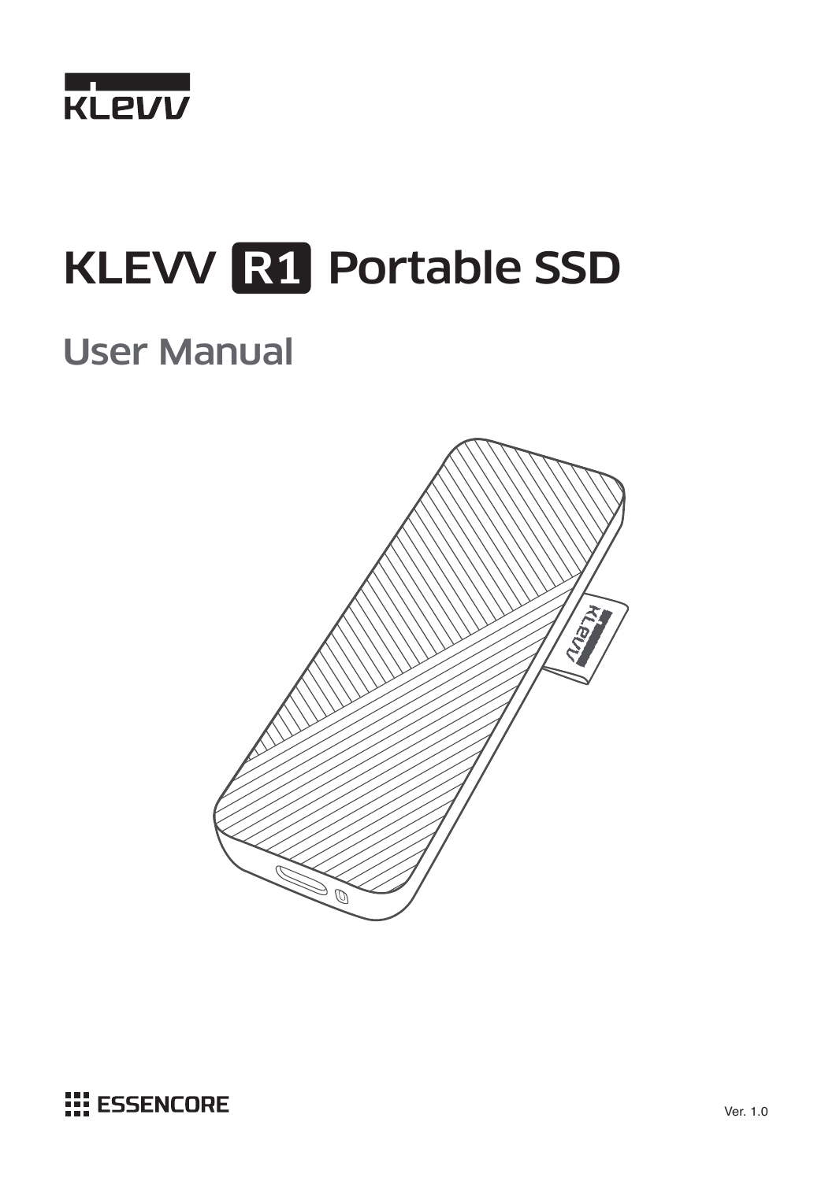KLEVV

# KLEVV R1 Portable SSD

## User Manual

ESSENCORE

Ver. 1.0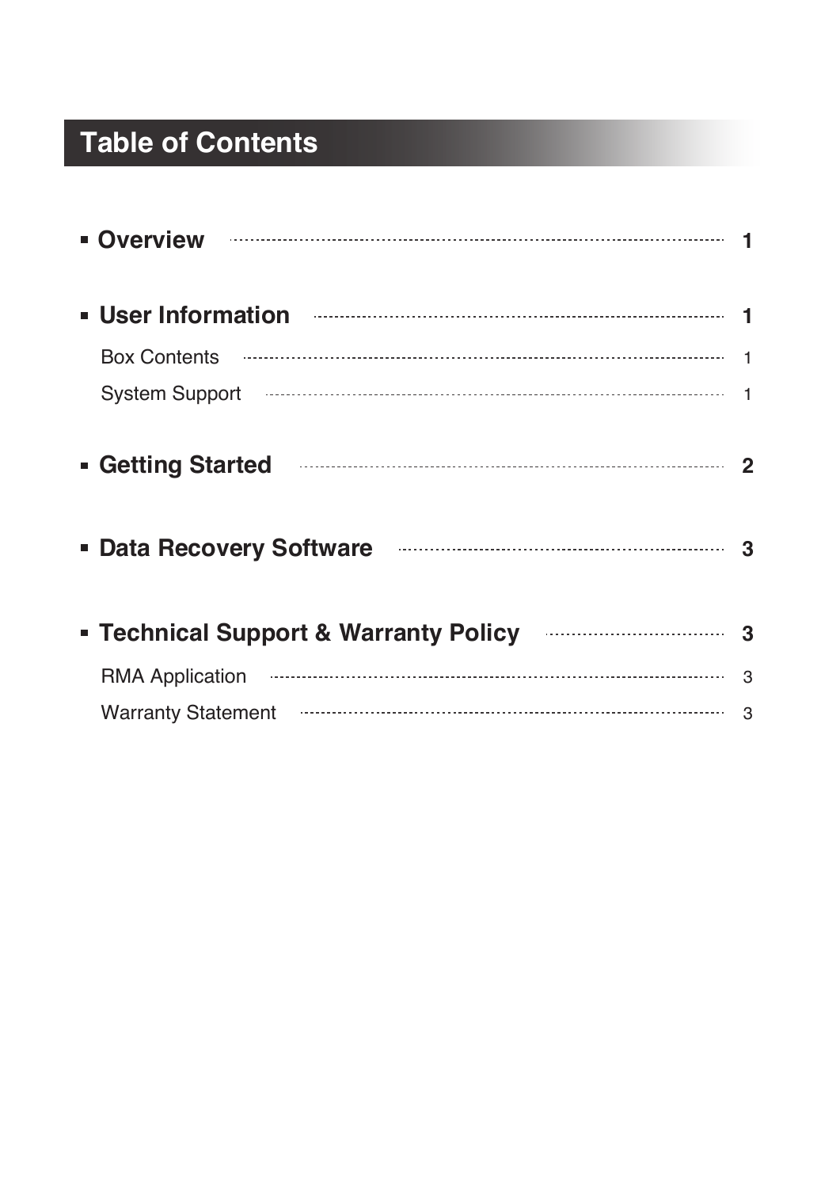# Table of Contents

- **Overview** ........ **1**
- **User Information** ........ **1**
  - Box Contents ........ 1
  - System Support ........ 1
- **Getting Started** ........ **2**
- **Data Recovery Software** ........ **3**
- **Technical Support & Warranty Policy** ........ **3**
  - RMA Application ........ 3
  - Warranty Statement ........ 3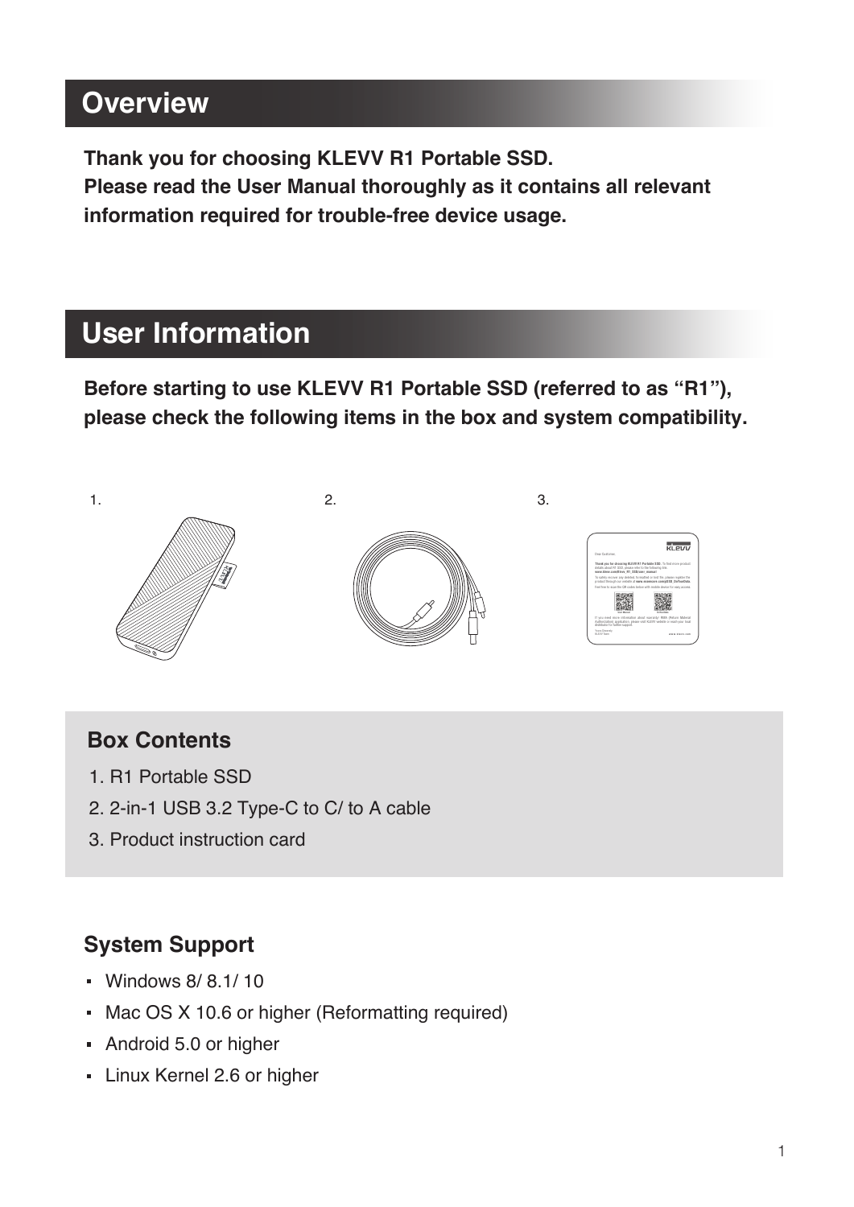# Overview

**Thank you for choosing KLEVV R1 Portable SSD.**
**Please read the User Manual thoroughly as it contains all relevant information required for trouble-free device usage.**

# User Information

**Before starting to use KLEVV R1 Portable SSD (referred to as “R1”), please check the following items in the box and system compatibility.**

1.

2.

3.

## Box Contents

1. R1 Portable SSD
2. 2-in-1 USB 3.2 Type-C to C/ to A cable
3. Product instruction card

## System Support

- Windows 8/ 8.1/ 10
- Mac OS X 10.6 or higher (Reformatting required)
- Android 5.0 or higher
- Linux Kernel 2.6 or higher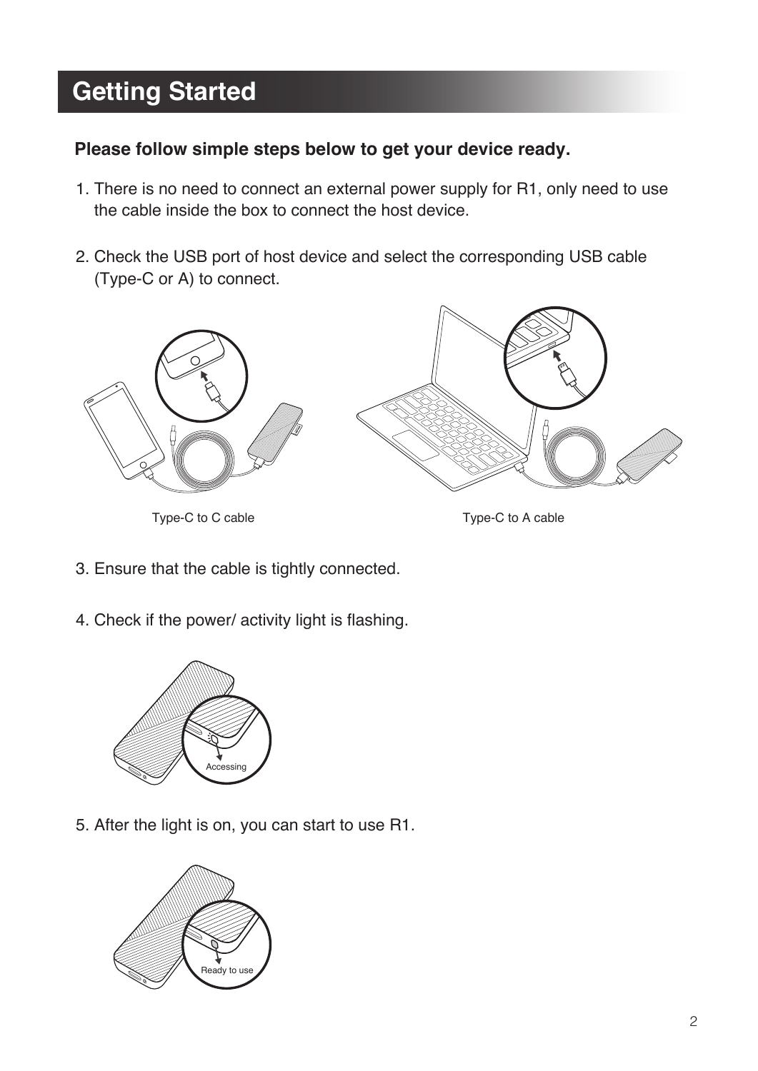# Getting Started

**Please follow simple steps below to get your device ready.**

1. There is no need to connect an external power supply for R1, only need to use the cable inside the box to connect the host device.

2. Check the USB port of host device and select the corresponding USB cable (Type-C or A) to connect.

Type-C to C cable

Type-C to A cable

3. Ensure that the cable is tightly connected.

4. Check if the power/ activity light is flashing.

Accessing

5. After the light is on, you can start to use R1.

Ready to use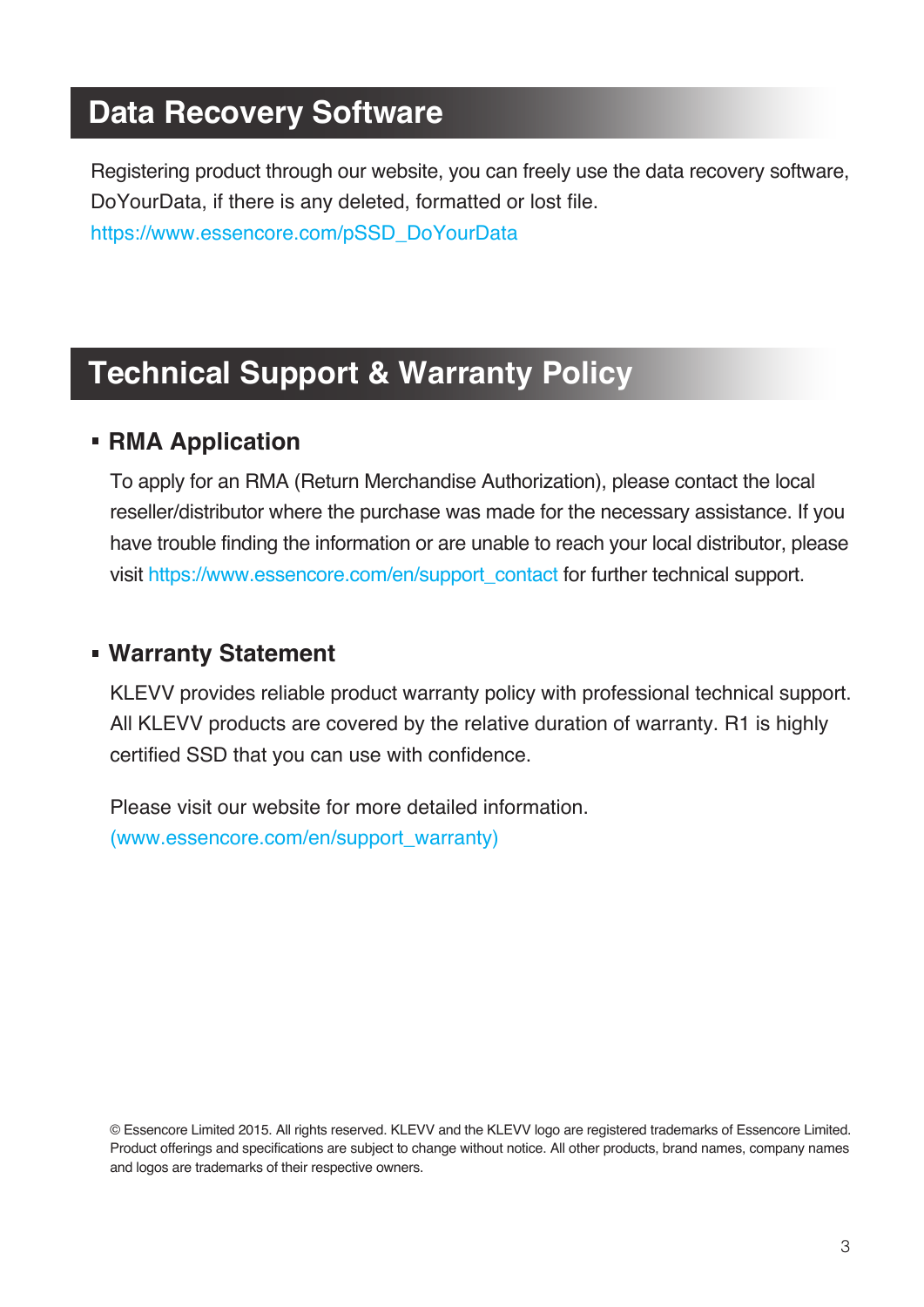## Data Recovery Software

Registering product through our website, you can freely use the data recovery software, DoYourData, if there is any deleted, formatted or lost file.
https://www.essencore.com/pSSD_DoYourData

## Technical Support & Warranty Policy

### RMA Application

To apply for an RMA (Return Merchandise Authorization), please contact the local reseller/distributor where the purchase was made for the necessary assistance. If you have trouble finding the information or are unable to reach your local distributor, please visit https://www.essencore.com/en/support_contact for further technical support.

### Warranty Statement

KLEVV provides reliable product warranty policy with professional technical support. All KLEVV products are covered by the relative duration of warranty. R1 is highly certified SSD that you can use with confidence.

Please visit our website for more detailed information.
(www.essencore.com/en/support_warranty)

© Essencore Limited 2015. All rights reserved. KLEVV and the KLEVV logo are registered trademarks of Essencore Limited. Product offerings and specifications are subject to change without notice. All other products, brand names, company names and logos are trademarks of their respective owners.